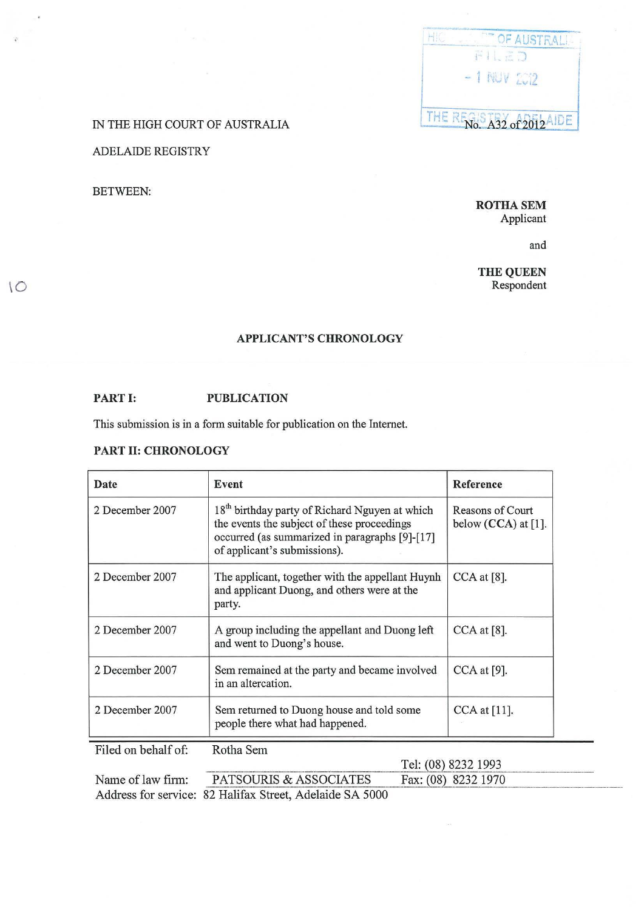IN THE HIGH COURT OF AUSTRALIA

ADELAIDE REGISTRY

No. A32 of 2012

BETWEEN:

**ROTHA SEM**
Applicant

and

**THE QUEEN**
Respondent

## APPLICANT'S CHRONOLOGY

### PART I: PUBLICATION

This submission is in a form suitable for publication on the Internet.

### PART II: CHRONOLOGY

| Date | Event | Reference |
|---|---|---|
| 2 December 2007 | 18th birthday party of Richard Nguyen at which the events the subject of these proceedings occurred (as summarized in paragraphs [9]-[17] of applicant's submissions). | Reasons of Court below (**CCA**) at [1]. |
| 2 December 2007 | The applicant, together with the appellant Huynh and applicant Duong, and others were at the party. | CCA at [8]. |
| 2 December 2007 | A group including the appellant and Duong left and went to Duong's house. | CCA at [8]. |
| 2 December 2007 | Sem remained at the party and became involved in an altercation. | CCA at [9]. |
| 2 December 2007 | Sem returned to Duong house and told some people there what had happened. | CCA at [11]. |

Filed on behalf of: Rotha Sem

Name of law firm: PATSOURIS & ASSOCIATES

Tel: (08) 8232 1993

Fax: (08) 8232 1970

Address for service: 82 Halifax Street, Adelaide SA 5000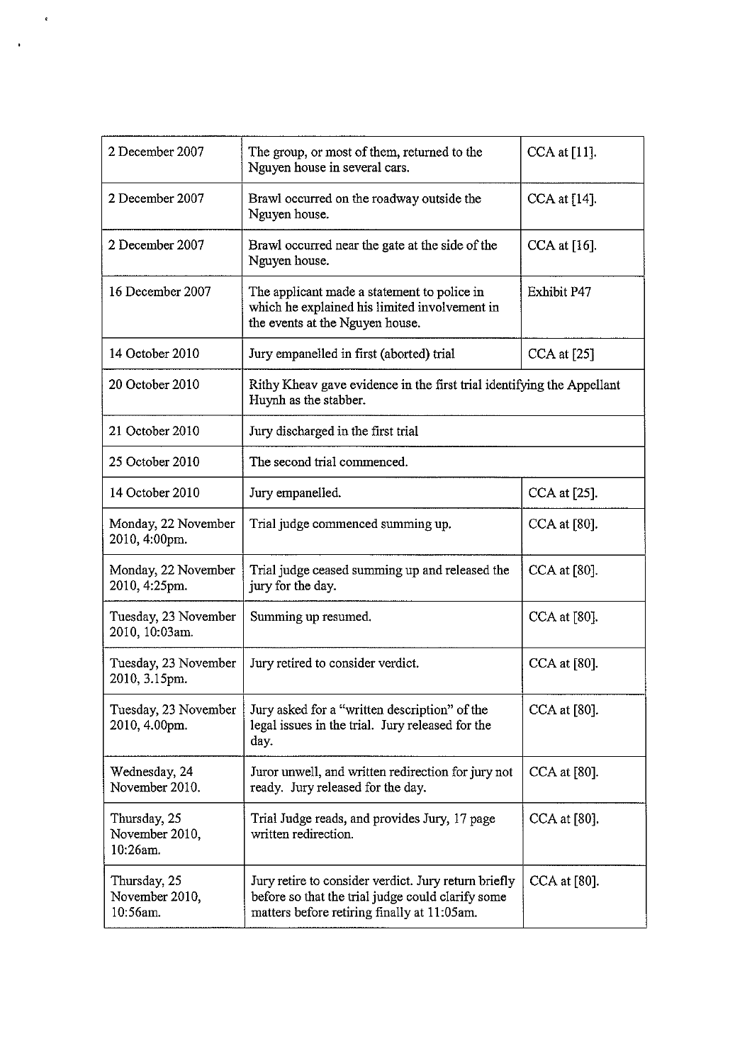| | | |
|---|---|---|
| 2 December 2007 | The group, or most of them, returned to the Nguyen house in several cars. | CCA at [11]. |
| 2 December 2007 | Brawl occurred on the roadway outside the Nguyen house. | CCA at [14]. |
| 2 December 2007 | Brawl occurred near the gate at the side of the Nguyen house. | CCA at [16]. |
| 16 December 2007 | The applicant made a statement to police in which he explained his limited involvement in the events at the Nguyen house. | Exhibit P47 |
| 14 October 2010 | Jury empanelled in first (aborted) trial | CCA at [25] |
| 20 October 2010 | Rithy Kheav gave evidence in the first trial identifying the Appellant Huynh as the stabber. | |
| 21 October 2010 | Jury discharged in the first trial | |
| 25 October 2010 | The second trial commenced. | |
| 14 October 2010 | Jury empanelled. | CCA at [25]. |
| Monday, 22 November 2010, 4:00pm. | Trial judge commenced summing up. | CCA at [80]. |
| Monday, 22 November 2010, 4:25pm. | Trial judge ceased summing up and released the jury for the day. | CCA at [80]. |
| Tuesday, 23 November 2010, 10:03am. | Summing up resumed. | CCA at [80]. |
| Tuesday, 23 November 2010, 3.15pm. | Jury retired to consider verdict. | CCA at [80]. |
| Tuesday, 23 November 2010, 4.00pm. | Jury asked for a "written description" of the legal issues in the trial. Jury released for the day. | CCA at [80]. |
| Wednesday, 24 November 2010. | Juror unwell, and written redirection for jury not ready. Jury released for the day. | CCA at [80]. |
| Thursday, 25 November 2010, 10:26am. | Trial Judge reads, and provides Jury, 17 page written redirection. | CCA at [80]. |
| Thursday, 25 November 2010, 10:56am. | Jury retire to consider verdict. Jury return briefly before so that the trial judge could clarify some matters before retiring finally at 11:05am. | CCA at [80]. |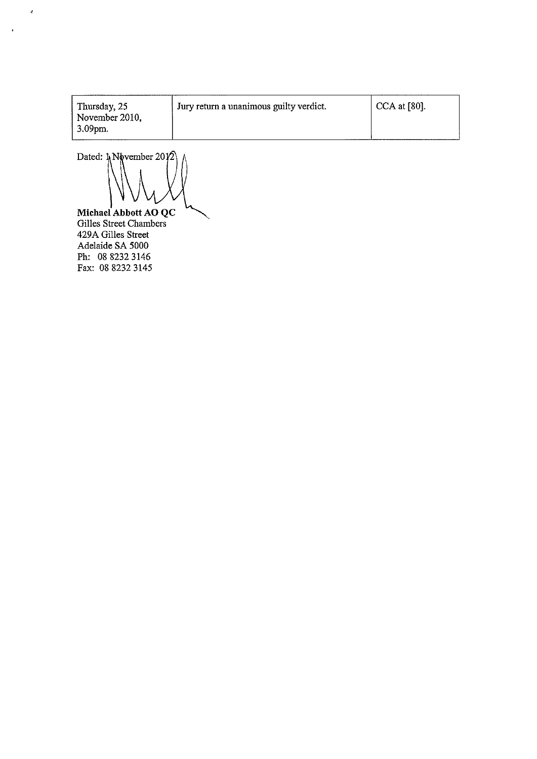| | | |
|---|---|---|
| Thursday, 25 November 2010, 3.09pm. | Jury return a unanimous guilty verdict. | CCA at [80]. |

Dated: 1 November 2012

**Michael Abbott AO QC**
Gilles Street Chambers
429A Gilles Street
Adelaide SA 5000
Ph: 08 8232 3146
Fax: 08 8232 3145